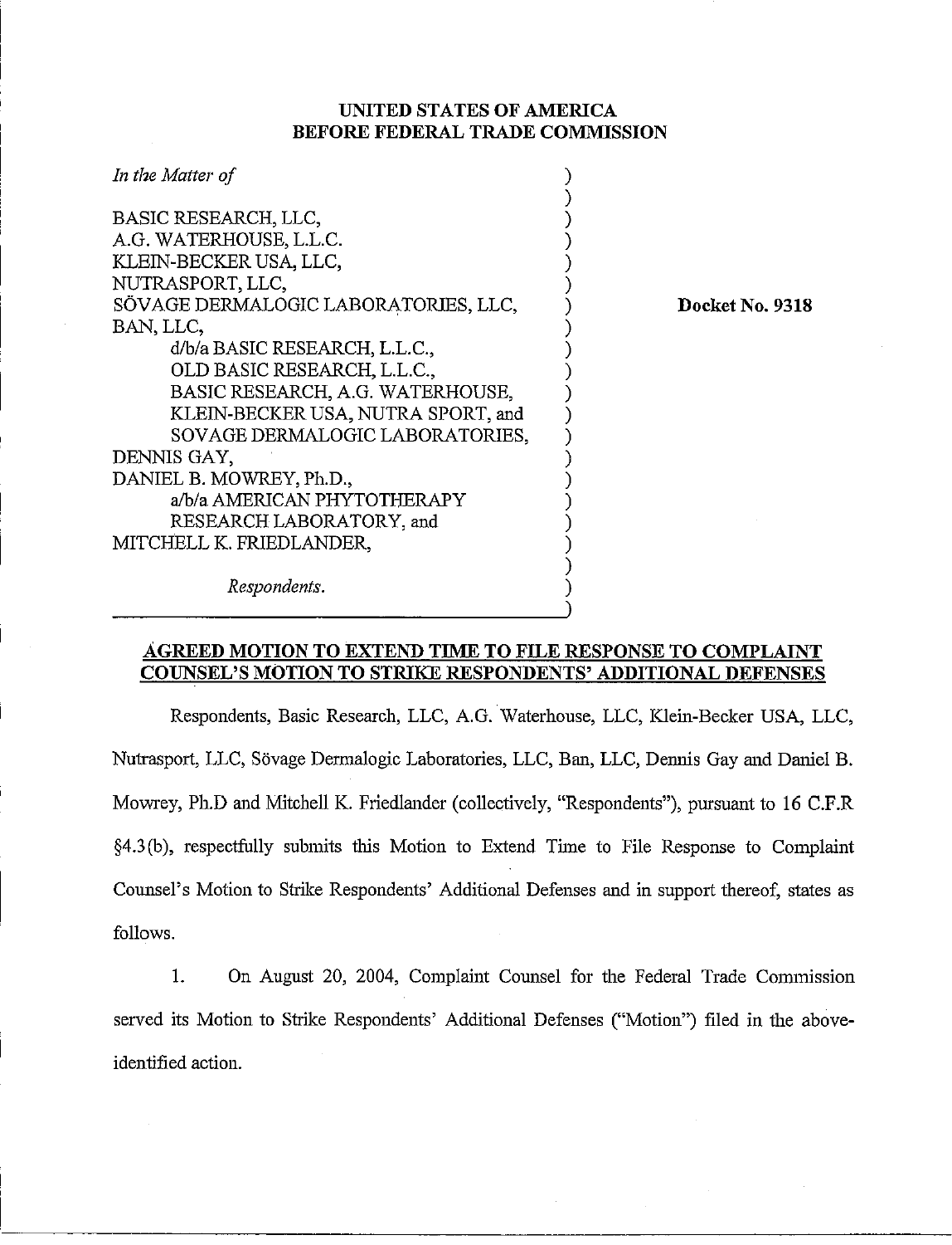**UNITED STATES OF AMERICA**
**BEFORE FEDERAL TRADE COMMISSION**

*In the Matter of*

BASIC RESEARCH, LLC,
A.G. WATERHOUSE, L.L.C.
KLEIN-BECKER USA, LLC,
NUTRASPORT, LLC,
SÖVAGE DERMALOGIC LABORATORIES, LLC,
BAN, LLC,
d/b/a BASIC RESEARCH, L.L.C.,
OLD BASIC RESEARCH, L.L.C.,
BASIC RESEARCH, A.G. WATERHOUSE,
KLEIN-BECKER USA, NUTRA SPORT, and
SOVAGE DERMALOGIC LABORATORIES,
DENNIS GAY,
DANIEL B. MOWREY, Ph.D.,
a/b/a AMERICAN PHYTOTHERAPY
RESEARCH LABORATORY, and
MITCHELL K. FRIEDLANDER,

*Respondents.*

**Docket No. 9318**

**AGREED MOTION TO EXTEND TIME TO FILE RESPONSE TO COMPLAINT COUNSEL'S MOTION TO STRIKE RESPONDENTS' ADDITIONAL DEFENSES**

Respondents, Basic Research, LLC, A.G. Waterhouse, LLC, Klein-Becker USA, LLC, Nutrasport, LLC, Sövage Dermalogic Laboratories, LLC, Ban, LLC, Dennis Gay and Daniel B. Mowrey, Ph.D and Mitchell K. Friedlander (collectively, "Respondents"), pursuant to 16 C.F.R §4.3(b), respectfully submits this Motion to Extend Time to File Response to Complaint Counsel's Motion to Strike Respondents' Additional Defenses and in support thereof, states as follows.

1. On August 20, 2004, Complaint Counsel for the Federal Trade Commission served its Motion to Strike Respondents' Additional Defenses ("Motion") filed in the above-identified action.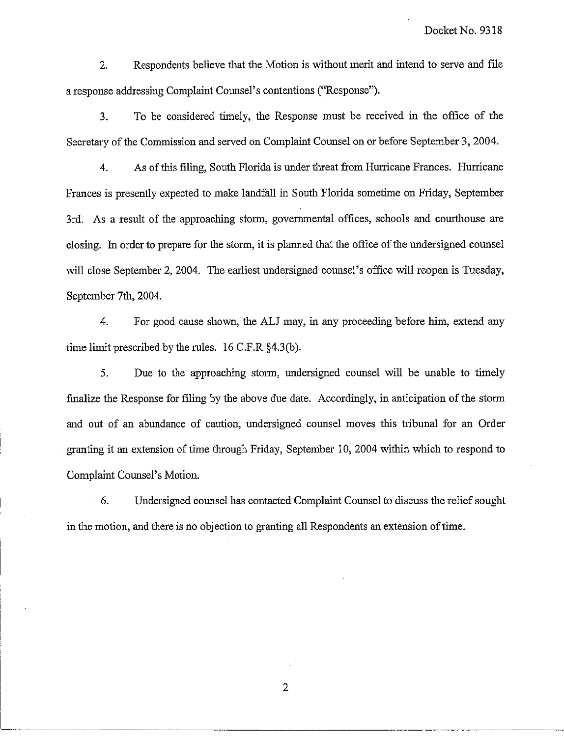2. Respondents believe that the Motion is without merit and intend to serve and file a response addressing Complaint Counsel's contentions ("Response").

3. To be considered timely, the Response must be received in the office of the Secretary of the Commission and served on Complaint Counsel on or before September 3, 2004.

4. As of this filing, South Florida is under threat from Hurricane Frances. Hurricane Frances is presently expected to make landfall in South Florida sometime on Friday, September 3rd. As a result of the approaching storm, governmental offices, schools and courthouse are closing. In order to prepare for the storm, it is planned that the office of the undersigned counsel will close September 2, 2004. The earliest undersigned counsel's office will reopen is Tuesday, September 7th, 2004.

4. For good cause shown, the ALJ may, in any proceeding before him, extend any time limit prescribed by the rules. 16 C.F.R §4.3(b).

5. Due to the approaching storm, undersigned counsel will be unable to timely finalize the Response for filing by the above due date. Accordingly, in anticipation of the storm and out of an abundance of caution, undersigned counsel moves this tribunal for an Order granting it an extension of time through Friday, September 10, 2004 within which to respond to Complaint Counsel's Motion.

6. Undersigned counsel has contacted Complaint Counsel to discuss the relief sought in the motion, and there is no objection to granting all Respondents an extension of time.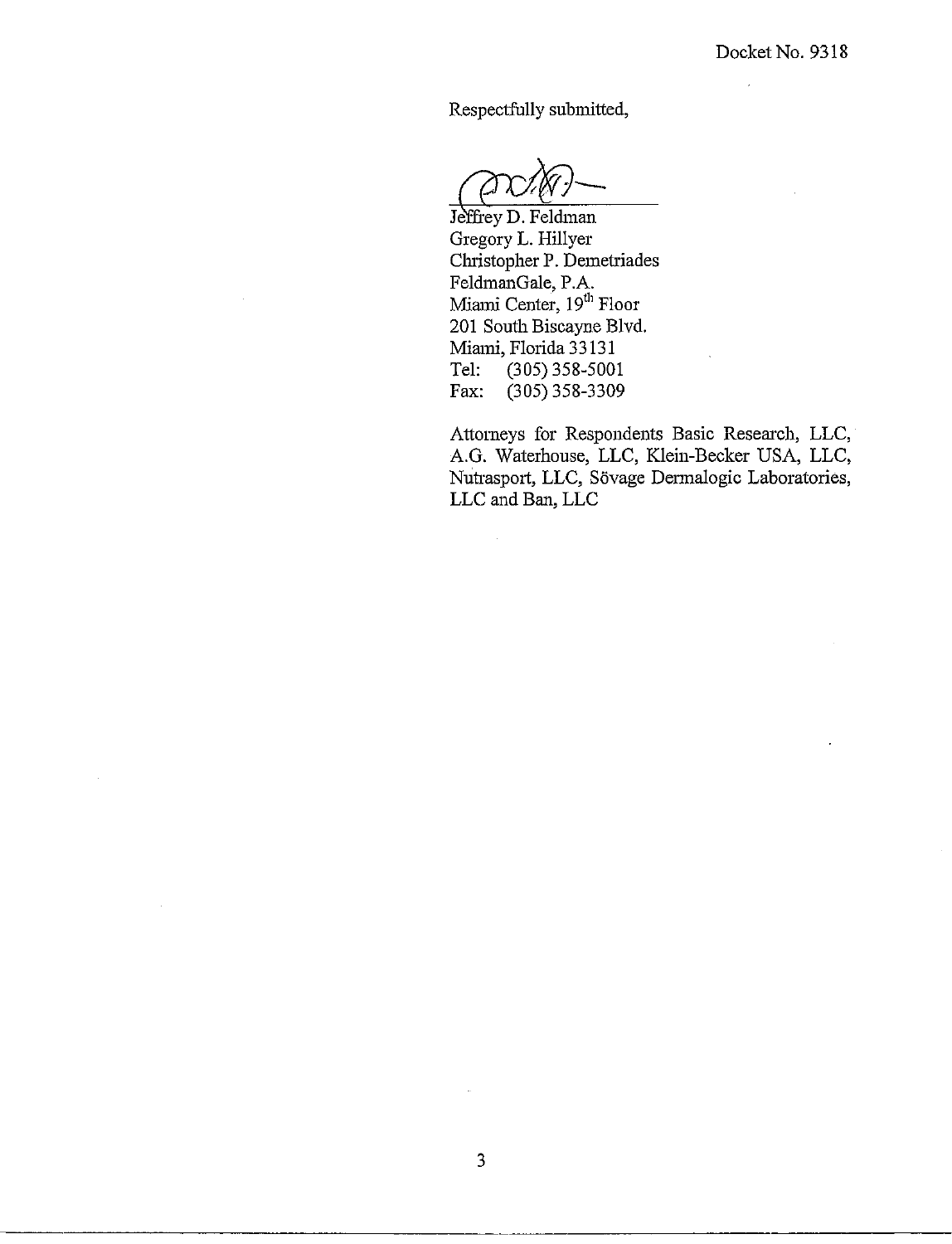Respectfully submitted,

Jeffrey D. Feldman
Gregory L. Hillyer
Christopher P. Demetriades
FeldmanGale, P.A.
Miami Center, 19th Floor
201 South Biscayne Blvd.
Miami, Florida 33131
Tel: (305) 358-5001
Fax: (305) 358-3309

Attorneys for Respondents Basic Research, LLC, A.G. Waterhouse, LLC, Klein-Becker USA, LLC, Nutrasport, LLC, Sövage Dermalogic Laboratories, LLC and Ban, LLC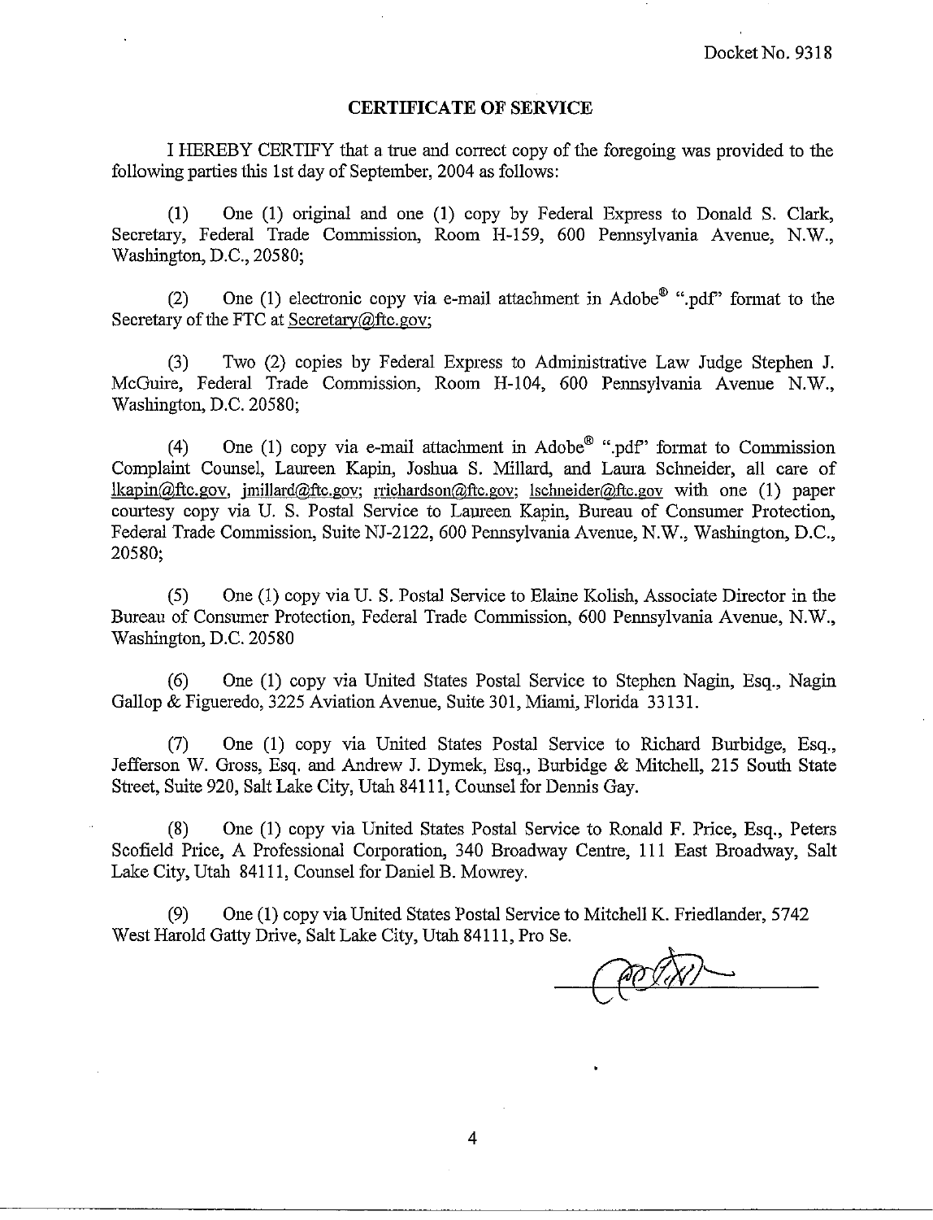Docket No. 9318

## CERTIFICATE OF SERVICE

I HEREBY CERTIFY that a true and correct copy of the foregoing was provided to the following parties this 1st day of September, 2004 as follows:

(1) One (1) original and one (1) copy by Federal Express to Donald S. Clark, Secretary, Federal Trade Commission, Room H-159, 600 Pennsylvania Avenue, N.W., Washington, D.C., 20580;

(2) One (1) electronic copy via e-mail attachment in Adobe® ".pdf" format to the Secretary of the FTC at Secretary@ftc.gov;

(3) Two (2) copies by Federal Express to Administrative Law Judge Stephen J. McGuire, Federal Trade Commission, Room H-104, 600 Pennsylvania Avenue N.W., Washington, D.C. 20580;

(4) One (1) copy via e-mail attachment in Adobe® ".pdf" format to Commission Complaint Counsel, Laureen Kapin, Joshua S. Millard, and Laura Schneider, all care of lkapin@ftc.gov, jmillard@ftc.gov; rrichardson@ftc.gov; lschneider@ftc.gov with one (1) paper courtesy copy via U. S. Postal Service to Laureen Kapin, Bureau of Consumer Protection, Federal Trade Commission, Suite NJ-2122, 600 Pennsylvania Avenue, N.W., Washington, D.C., 20580;

(5) One (1) copy via U. S. Postal Service to Elaine Kolish, Associate Director in the Bureau of Consumer Protection, Federal Trade Commission, 600 Pennsylvania Avenue, N.W., Washington, D.C. 20580

(6) One (1) copy via United States Postal Service to Stephen Nagin, Esq., Nagin Gallop & Figueredo, 3225 Aviation Avenue, Suite 301, Miami, Florida 33131.

(7) One (1) copy via United States Postal Service to Richard Burbidge, Esq., Jefferson W. Gross, Esq. and Andrew J. Dymek, Esq., Burbidge & Mitchell, 215 South State Street, Suite 920, Salt Lake City, Utah 84111, Counsel for Dennis Gay.

(8) One (1) copy via United States Postal Service to Ronald F. Price, Esq., Peters Scofield Price, A Professional Corporation, 340 Broadway Centre, 111 East Broadway, Salt Lake City, Utah 84111, Counsel for Daniel B. Mowrey.

(9) One (1) copy via United States Postal Service to Mitchell K. Friedlander, 5742 West Harold Gatty Drive, Salt Lake City, Utah 84111, Pro Se.

______________________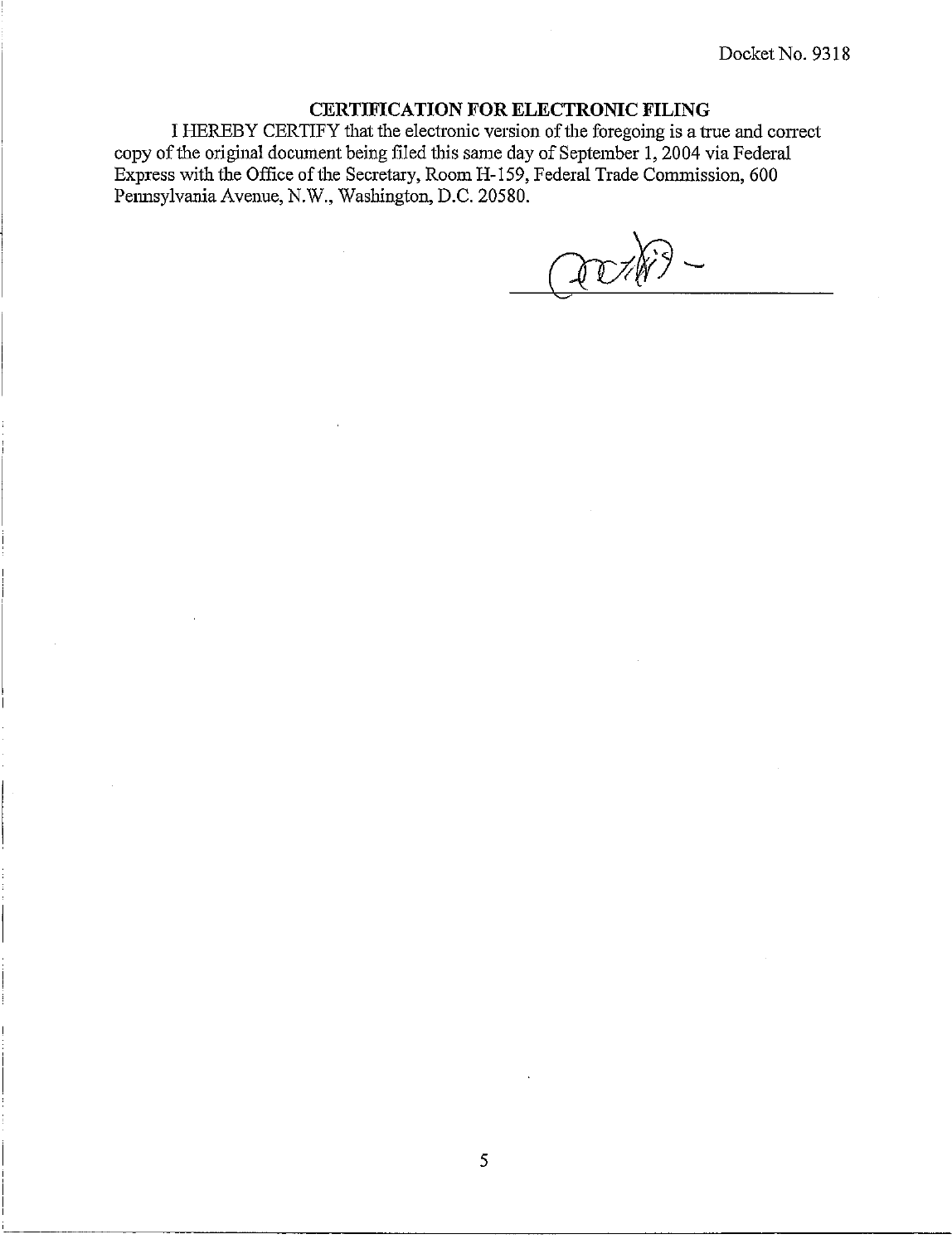Docket No. 9318

## CERTIFICATION FOR ELECTRONIC FILING

I HEREBY CERTIFY that the electronic version of the foregoing is a true and correct copy of the original document being filed this same day of September 1, 2004 via Federal Express with the Office of the Secretary, Room H-159, Federal Trade Commission, 600 Pennsylvania Avenue, N.W., Washington, D.C. 20580.

\_\_\_\_\_\_\_\_\_\_\_\_\_\_\_\_\_\_\_\_\_\_\_\_\_\_\_\_